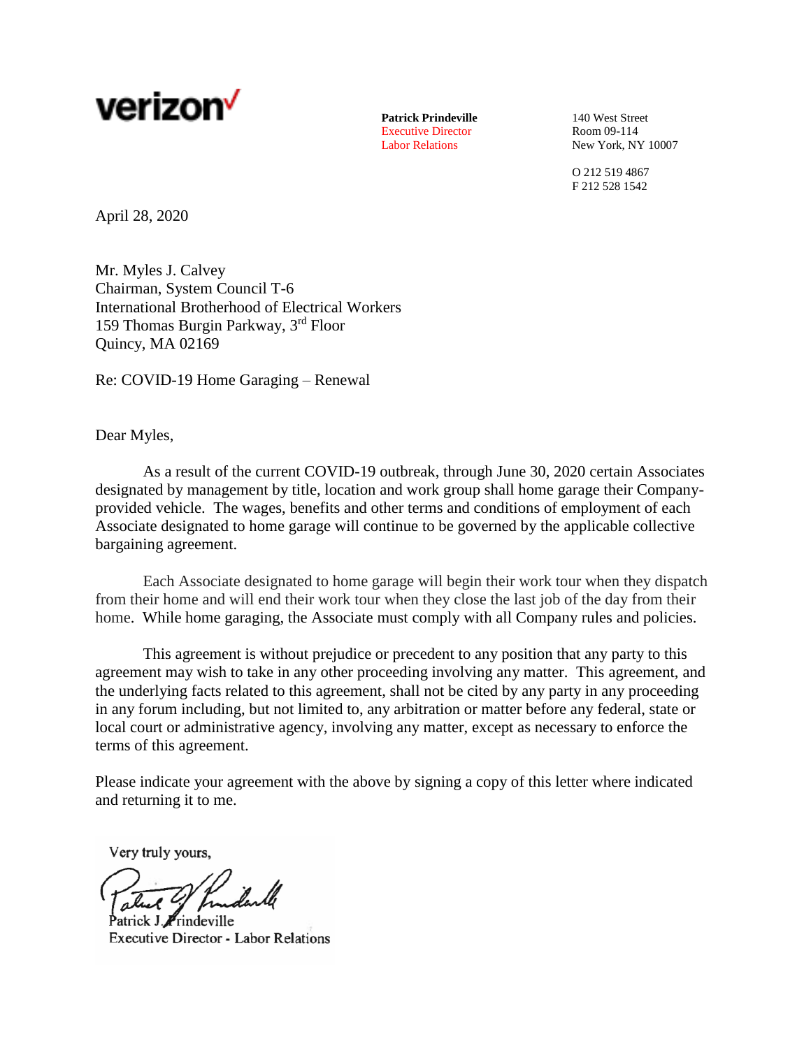verizon

**Patrick Prindeville**
Executive Director
Labor Relations

140 West Street
Room 09-114
New York, NY 10007

O 212 519 4867
F 212 528 1542

April 28, 2020

Mr. Myles J. Calvey
Chairman, System Council T-6
International Brotherhood of Electrical Workers
159 Thomas Burgin Parkway, 3rd Floor
Quincy, MA 02169

Re: COVID-19 Home Garaging – Renewal

Dear Myles,

As a result of the current COVID-19 outbreak, through June 30, 2020 certain Associates designated by management by title, location and work group shall home garage their Company-provided vehicle. The wages, benefits and other terms and conditions of employment of each Associate designated to home garage will continue to be governed by the applicable collective bargaining agreement.

Each Associate designated to home garage will begin their work tour when they dispatch from their home and will end their work tour when they close the last job of the day from their home. While home garaging, the Associate must comply with all Company rules and policies.

This agreement is without prejudice or precedent to any position that any party to this agreement may wish to take in any other proceeding involving any matter. This agreement, and the underlying facts related to this agreement, shall not be cited by any party in any proceeding in any forum including, but not limited to, any arbitration or matter before any federal, state or local court or administrative agency, involving any matter, except as necessary to enforce the terms of this agreement.

Please indicate your agreement with the above by signing a copy of this letter where indicated and returning it to me.

Very truly yours,

Patrick J. Prindeville
Executive Director - Labor Relations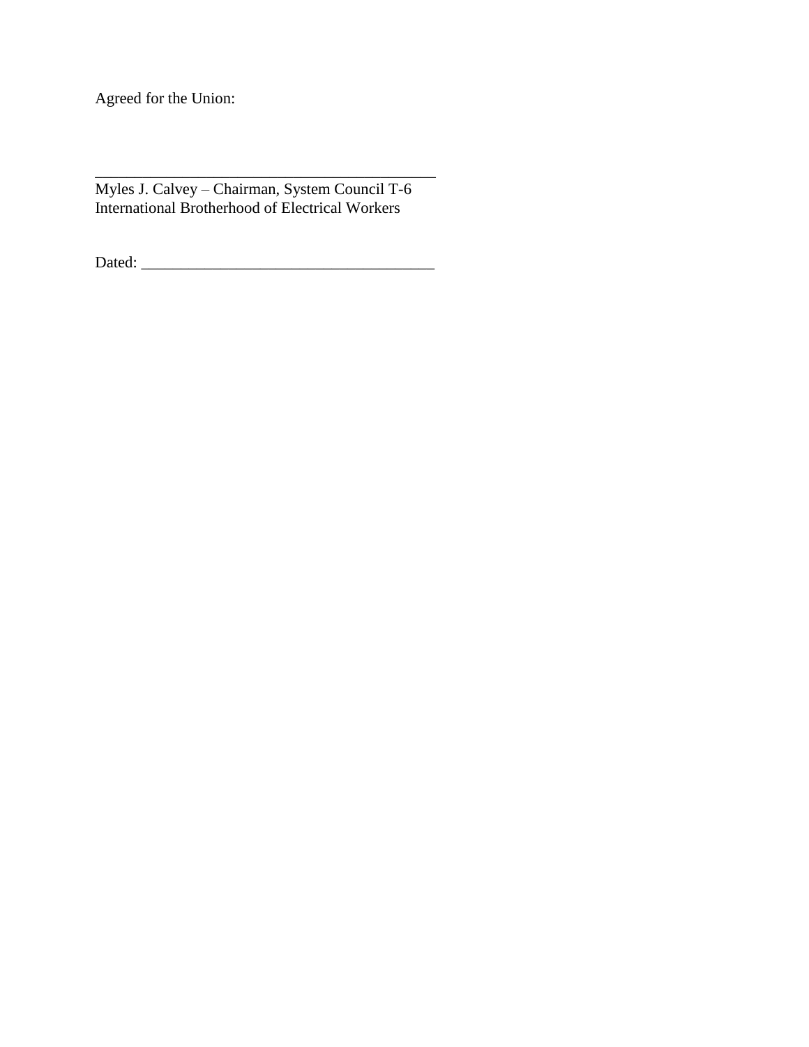Agreed for the Union:

_____________________________________________
Myles J. Calvey – Chairman, System Council T-6
International Brotherhood of Electrical Workers

Dated: ______________________________________